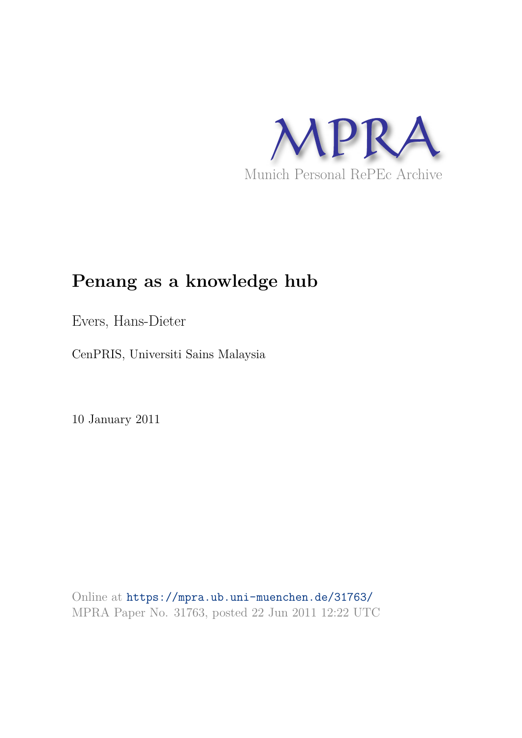MPRA

Munich Personal RePEc Archive

# Penang as a knowledge hub

Evers, Hans-Dieter

CenPRIS, Universiti Sains Malaysia

10 January 2011

Online at https://mpra.ub.uni-muenchen.de/31763/
MPRA Paper No. 31763, posted 22 Jun 2011 12:22 UTC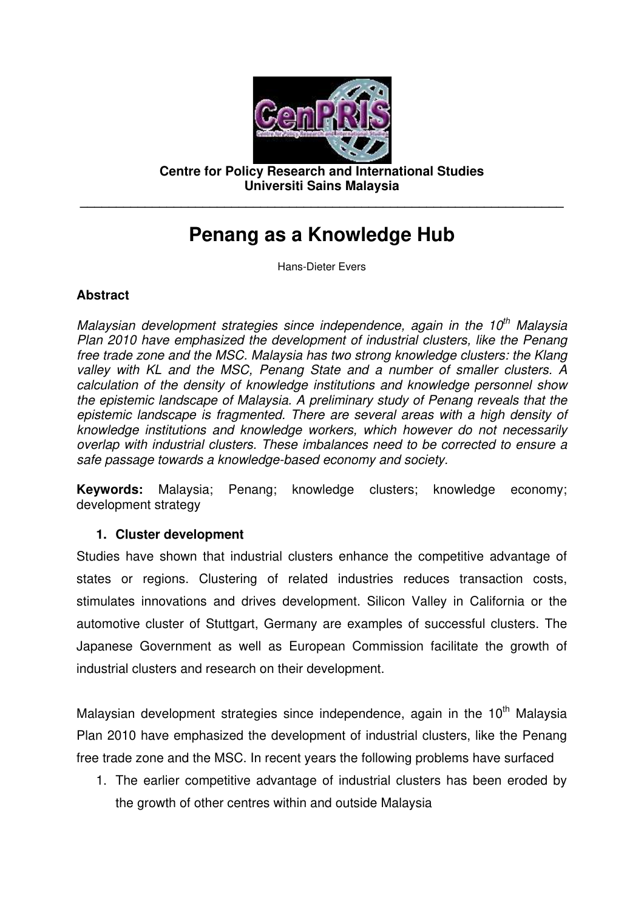**Centre for Policy Research and International Studies**
**Universiti Sains Malaysia**

---

# Penang as a Knowledge Hub

Hans-Dieter Evers

### Abstract

*Malaysian development strategies since independence, again in the 10th Malaysia Plan 2010 have emphasized the development of industrial clusters, like the Penang free trade zone and the MSC. Malaysia has two strong knowledge clusters: the Klang valley with KL and the MSC, Penang State and a number of smaller clusters. A calculation of the density of knowledge institutions and knowledge personnel show the epistemic landscape of Malaysia. A preliminary study of Penang reveals that the epistemic landscape is fragmented. There are several areas with a high density of knowledge institutions and knowledge workers, which however do not necessarily overlap with industrial clusters. These imbalances need to be corrected to ensure a safe passage towards a knowledge-based economy and society.*

**Keywords:** Malaysia; Penang; knowledge clusters; knowledge economy; development strategy

## 1. Cluster development

Studies have shown that industrial clusters enhance the competitive advantage of states or regions. Clustering of related industries reduces transaction costs, stimulates innovations and drives development. Silicon Valley in California or the automotive cluster of Stuttgart, Germany are examples of successful clusters. The Japanese Government as well as European Commission facilitate the growth of industrial clusters and research on their development.

Malaysian development strategies since independence, again in the 10th Malaysia Plan 2010 have emphasized the development of industrial clusters, like the Penang free trade zone and the MSC. In recent years the following problems have surfaced

1. The earlier competitive advantage of industrial clusters has been eroded by the growth of other centres within and outside Malaysia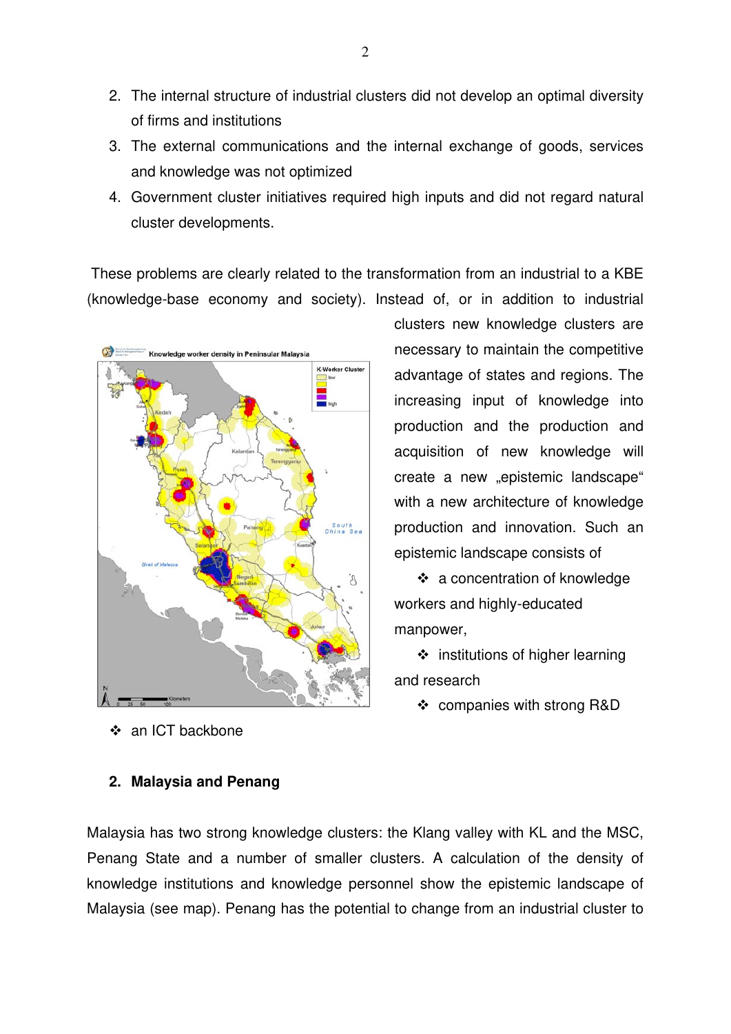2. The internal structure of industrial clusters did not develop an optimal diversity of firms and institutions
3. The external communications and the internal exchange of goods, services and knowledge was not optimized
4. Government cluster initiatives required high inputs and did not regard natural cluster developments.

These problems are clearly related to the transformation from an industrial to a KBE (knowledge-base economy and society). Instead of, or in addition to industrial clusters new knowledge clusters are necessary to maintain the competitive advantage of states and regions. The increasing input of knowledge into production and the production and acquisition of new knowledge will create a new „epistemic landscape" with a new architecture of knowledge production and innovation. Such an epistemic landscape consists of

- ❖ a concentration of knowledge workers and highly-educated manpower,
- ❖ institutions of higher learning and research
- ❖ companies with strong R&D
- ❖ an ICT backbone

## 2. Malaysia and Penang

Malaysia has two strong knowledge clusters: the Klang valley with KL and the MSC, Penang State and a number of smaller clusters. A calculation of the density of knowledge institutions and knowledge personnel show the epistemic landscape of Malaysia (see map). Penang has the potential to change from an industrial cluster to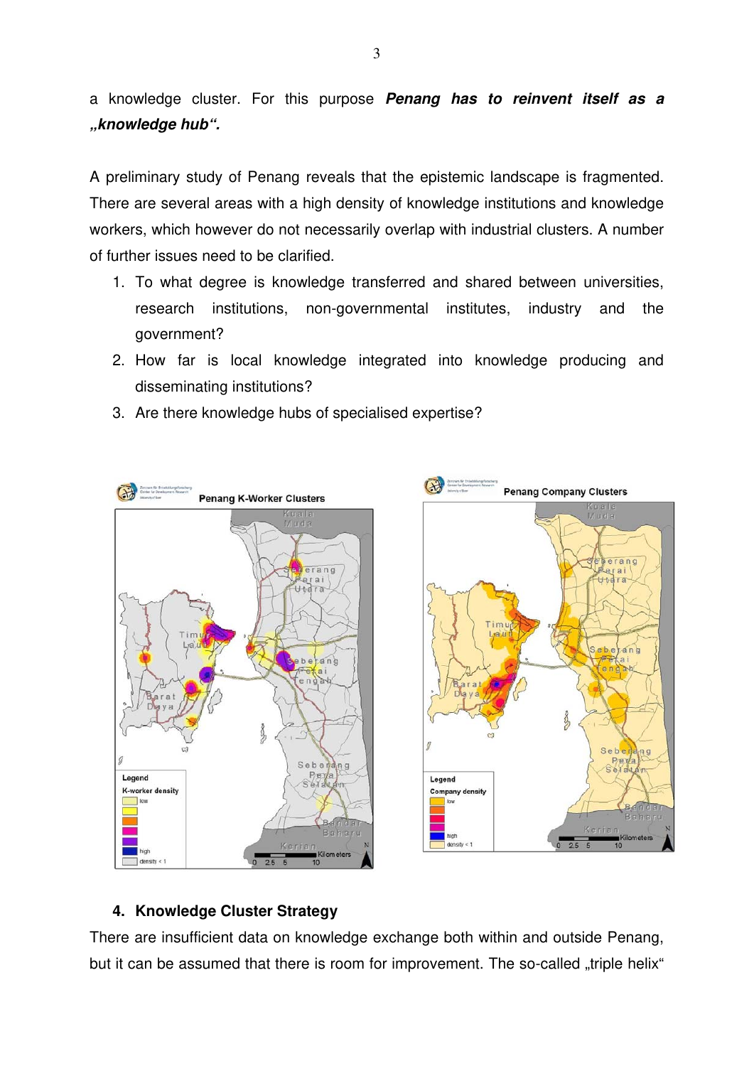a knowledge cluster. For this purpose ***Penang has to reinvent itself as a „knowledge hub".***

A preliminary study of Penang reveals that the epistemic landscape is fragmented. There are several areas with a high density of knowledge institutions and knowledge workers, which however do not necessarily overlap with industrial clusters. A number of further issues need to be clarified.

1. To what degree is knowledge transferred and shared between universities, research institutions, non-governmental institutes, industry and the government?
2. How far is local knowledge integrated into knowledge producing and disseminating institutions?
3. Are there knowledge hubs of specialised expertise?

### 4. Knowledge Cluster Strategy

There are insufficient data on knowledge exchange both within and outside Penang, but it can be assumed that there is room for improvement. The so-called „triple helix"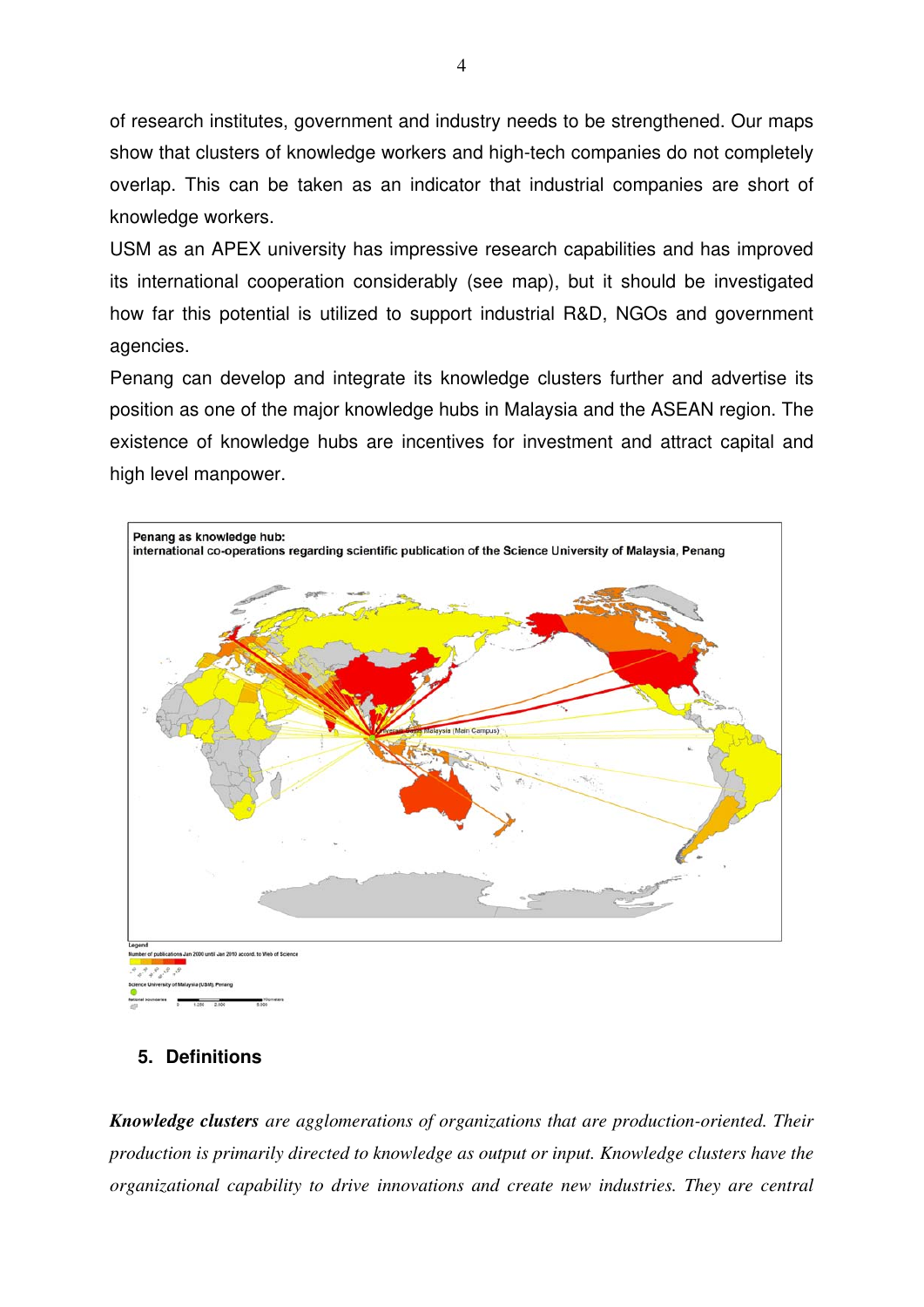of research institutes, government and industry needs to be strengthened. Our maps show that clusters of knowledge workers and high-tech companies do not completely overlap. This can be taken as an indicator that industrial companies are short of knowledge workers.

USM as an APEX university has impressive research capabilities and has improved its international cooperation considerably (see map), but it should be investigated how far this potential is utilized to support industrial R&D, NGOs and government agencies.

Penang can develop and integrate its knowledge clusters further and advertise its position as one of the major knowledge hubs in Malaysia and the ASEAN region. The existence of knowledge hubs are incentives for investment and attract capital and high level manpower.

**Penang as knowledge hub:**
**international co-operations regarding scientific publication of the Science University of Malaysia, Penang**

## 5. Definitions

***Knowledge clusters*** *are agglomerations of organizations that are production-oriented. Their production is primarily directed to knowledge as output or input. Knowledge clusters have the organizational capability to drive innovations and create new industries. They are central*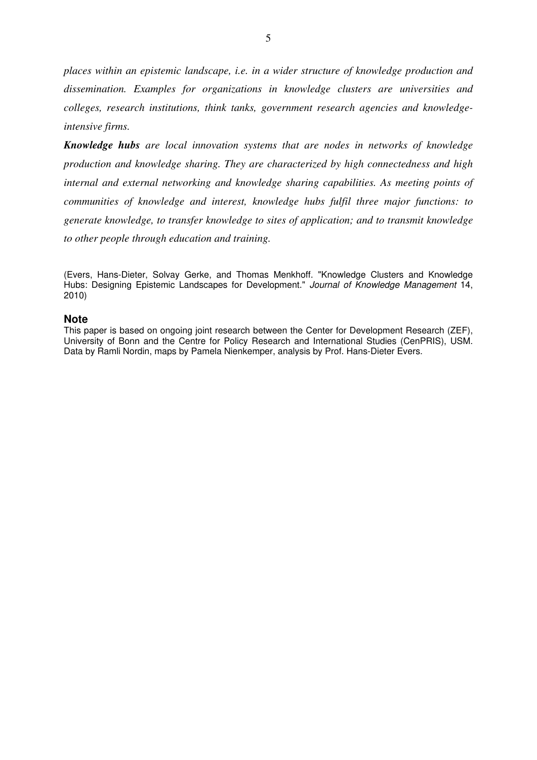*places within an epistemic landscape, i.e. in a wider structure of knowledge production and dissemination. Examples for organizations in knowledge clusters are universities and colleges, research institutions, think tanks, government research agencies and knowledge-intensive firms.*

***Knowledge hubs*** *are local innovation systems that are nodes in networks of knowledge production and knowledge sharing. They are characterized by high connectedness and high internal and external networking and knowledge sharing capabilities. As meeting points of communities of knowledge and interest, knowledge hubs fulfil three major functions: to generate knowledge, to transfer knowledge to sites of application; and to transmit knowledge to other people through education and training.*

(Evers, Hans-Dieter, Solvay Gerke, and Thomas Menkhoff. "Knowledge Clusters and Knowledge Hubs: Designing Epistemic Landscapes for Development." *Journal of Knowledge Management* 14, 2010)

## Note

This paper is based on ongoing joint research between the Center for Development Research (ZEF), University of Bonn and the Centre for Policy Research and International Studies (CenPRIS), USM. Data by Ramli Nordin, maps by Pamela Nienkemper, analysis by Prof. Hans-Dieter Evers.